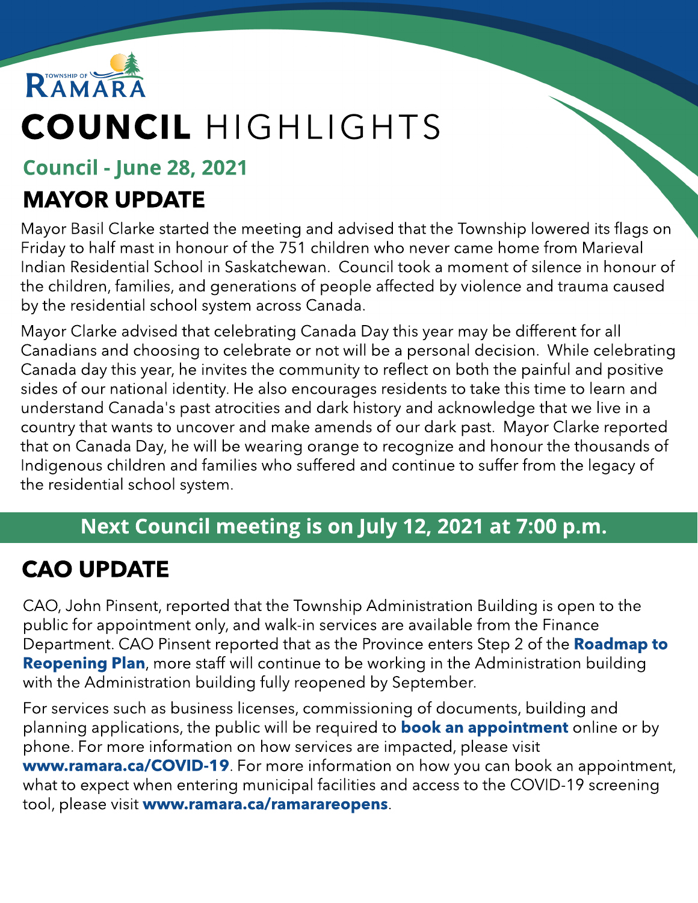TOWNSHIP OF RAMARA

# COUNCIL HIGHLIGHTS

### Council - June 28, 2021

## MAYOR UPDATE

Mayor Basil Clarke started the meeting and advised that the Township lowered its flags on Friday to half mast in honour of the 751 children who never came home from Marieval Indian Residential School in Saskatchewan. Council took a moment of silence in honour of the children, families, and generations of people affected by violence and trauma caused by the residential school system across Canada.

Mayor Clarke advised that celebrating Canada Day this year may be different for all Canadians and choosing to celebrate or not will be a personal decision. While celebrating Canada day this year, he invites the community to reflect on both the painful and positive sides of our national identity. He also encourages residents to take this time to learn and understand Canada's past atrocities and dark history and acknowledge that we live in a country that wants to uncover and make amends of our dark past. Mayor Clarke reported that on Canada Day, he will be wearing orange to recognize and honour the thousands of Indigenous children and families who suffered and continue to suffer from the legacy of the residential school system.

**Next Council meeting is on July 12, 2021 at 7:00 p.m.**

## CAO UPDATE

CAO, John Pinsent, reported that the Township Administration Building is open to the public for appointment only, and walk-in services are available from the Finance Department. CAO Pinsent reported that as the Province enters Step 2 of the **Roadmap to Reopening Plan**, more staff will continue to be working in the Administration building with the Administration building fully reopened by September.

For services such as business licenses, commissioning of documents, building and planning applications, the public will be required to **book an appointment** online or by phone. For more information on how services are impacted, please visit **www.ramara.ca/COVID-19**. For more information on how you can book an appointment, what to expect when entering municipal facilities and access to the COVID-19 screening tool, please visit **www.ramara.ca/ramarareopens**.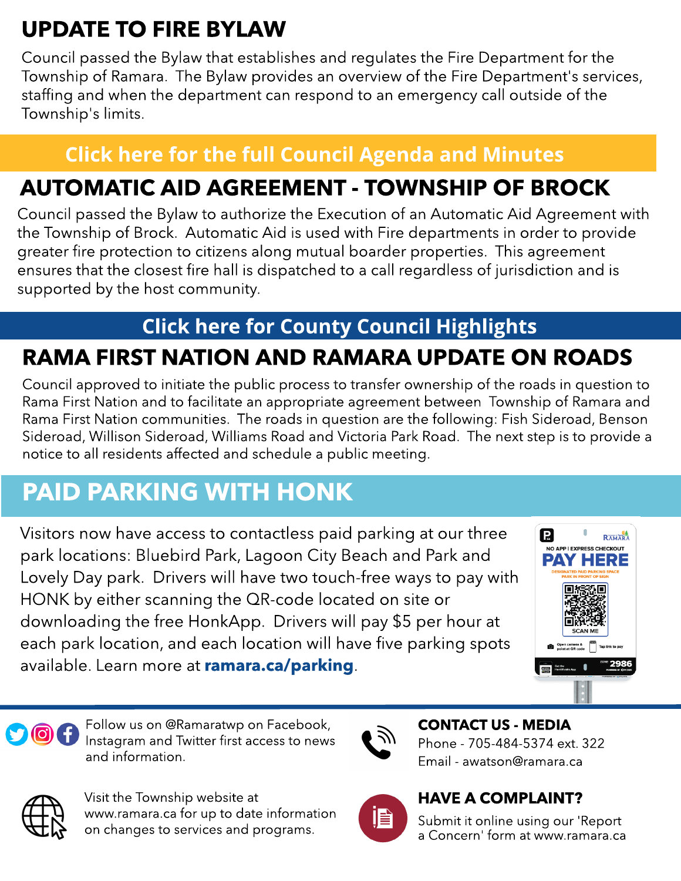## UPDATE TO FIRE BYLAW

Council passed the Bylaw that establishes and regulates the Fire Department for the Township of Ramara. The Bylaw provides an overview of the Fire Department's services, staffing and when the department can respond to an emergency call outside of the Township's limits.

**Click here for the full Council Agenda and Minutes**

## AUTOMATIC AID AGREEMENT - TOWNSHIP OF BROCK

Council passed the Bylaw to authorize the Execution of an Automatic Aid Agreement with the Township of Brock. Automatic Aid is used with Fire departments in order to provide greater fire protection to citizens along mutual boarder properties. This agreement ensures that the closest fire hall is dispatched to a call regardless of jurisdiction and is supported by the host community.

**Click here for County Council Highlights**

## RAMA FIRST NATION AND RAMARA UPDATE ON ROADS

Council approved to initiate the public process to transfer ownership of the roads in question to Rama First Nation and to facilitate an appropriate agreement between Township of Ramara and Rama First Nation communities. The roads in question are the following: Fish Sideroad, Benson Sideroad, Willison Sideroad, Williams Road and Victoria Park Road. The next step is to provide a notice to all residents affected and schedule a public meeting.

## PAID PARKING WITH HONK

Visitors now have access to contactless paid parking at our three park locations: Bluebird Park, Lagoon City Beach and Park and Lovely Day park. Drivers will have two touch-free ways to pay with HONK by either scanning the QR-code located on site or downloading the free HonkApp. Drivers will pay $5 per hour at each park location, and each location will have five parking spots available. Learn more at **ramara.ca/parking**.

Follow us on @Ramaratwp on Facebook, Instagram and Twitter first access to news and information.

**CONTACT US - MEDIA**
Phone - 705-484-5374 ext. 322
Email - awatson@ramara.ca

Visit the Township website at www.ramara.ca for up to date information on changes to services and programs.

**HAVE A COMPLAINT?**
Submit it online using our 'Report a Concern' form at www.ramara.ca